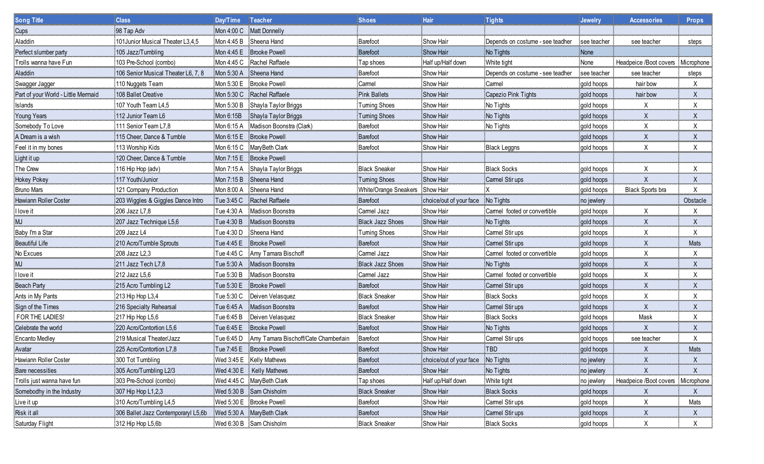| Song Title | Class | Day/Time | Teacher | Shoes | Hair | Tights | Jewelry | Accessories | Props |
|---|---|---|---|---|---|---|---|---|---|
| Cups | 98 Tap Adv | Mon 4:00 C | Matt Donnelly | | | | | | |
| Aladdin | 101Junior Musical Theater L3,4,5 | Mon 4:45 B | Sheena Hand | Barefoot | Show Hair | Depends on costume - see teadher | see teacher | see teacher | steps |
| Perfect slumber party | 105 Jazz/Tumbling | Mon 4:45 E | Brooke Powell | Barefoot | Show Hair | No Tights | None | | |
| Trolls wanna have Fun | 103 Pre-School (combo) | Mon 4:45 C | Rachel Raffaele | Tap shoes | Half up/Half down | White tight | None | Headpeice /Boot covers | Microphone |
| Aladdin | 106 Senior Musical Theater L6, 7, 8 | Mon 5:30 A | Sheena Hand | Barefoot | Show Hair | Depends on costume - see teadher | see teacher | see teacher | steps |
| Swagger Jagger | 110 Nuggets Team | Mon 5:30 E | Brooke Powell | Carmel | Show Hair | Carmel | gold hoops | hair bow | X |
| Part of your World - Little Mermaid | 108 Ballet Creative | Mon 5:30 C | Rachel Raffaele | Pink Ballets | Show Hair | Capezio Pink Tights | gold hoops | hair bow | X |
| Islands | 107 Youth Team L4,5 | Mon 5:30 B | Shayla Taylor Briggs | Turning Shoes | Show Hair | No Tights | gold hoops | X | X |
| Young Years | 112 Junior Team L6 | Mon 6:15B | Shayla Taylor Briggs | Turning Shoes | Show Hair | No Tights | gold hoops | X | X |
| Somebody To Love | 111 Senior Team L7,8 | Mon 6:15 A | Madison Boonstra (Clark) | Barefoot | Show Hair | No Tights | gold hoops | X | X |
| A Dream is a wish | 115 Cheer, Dance & Tumble | Mon 6:15 E | Brooke Powell | Barefoot | Show Hair | | gold hoops | X | X |
| Feel it in my bones | 113 Worship Kids | Mon 6:15 C | MaryBeth Clark | Barefoot | Show Hair | Black Leggns | gold hoops | X | X |
| Light it up | 120 Cheer, Dance & Tumble | Mon 7:15 E | Brooke Powell | | | | | | |
| The Crew | 116 Hip Hop (adv) | Mon 7:15 A | Shayla Taylor Briggs | Black Sneaker | Show Hair | Black Socks | gold hoops | X | X |
| Hokey Pokey | 117 Youth/Junior | Mon 7:15 B | Sheena Hand | Turning Shoes | Show Hair | Carmel Stir ups | gold hoops | X | X |
| Bruno Mars | 121 Company Production | Mon 8:00 A | Sheena Hand | White/Orange Sneakers | Show Hair | X | gold hoops | Black Sports bra | X |
| Hawiann Roller Coster | 203 Wiggles & Giggles Dance Intro | Tue 3:45 C | Rachel Raffaele | Barefoot | choice/out of your face | No Tights | no jewlery | | Obstacle |
| I love it | 206 Jazz L7,8 | Tue 4:30 A | Madison Boonstra | Carmel Jazz | Show Hair | Carmel footed or convertible | gold hoops | X | X |
| MJ | 207 Jazz Technique L5,6 | Tue 4:30 B | Madison Boonstra | Black Jazz Shoes | Show Hair | No Tights | gold hoops | X | X |
| Baby I'm a Star | 209 Jazz L4 | Tue 4:30 D | Sheena Hand | Turning Shoes | Show Hair | Carmel Stir ups | gold hoops | X | X |
| Beautiful Life | 210 Acro/Tumble Sprouts | Tue 4:45 E | Brooke Powell | Barefoot | Show Hair | Carmel Stir ups | gold hoops | X | Mats |
| No Excues | 208 Jazz L2,3 | Tue 4:45 C | Amy Tamara Bischoff | Carmel Jazz | Show Hair | Carmel footed or convertible | gold hoops | X | X |
| MJ | 211 Jazz Tech L7,8 | Tue 5:30 A | Madison Boonstra | Black Jazz Shoes | Show Hair | No Tights | gold hoops | X | X |
| I love it | 212 Jazz L5,6 | Tue 5:30 B | Madison Boonstra | Carmel Jazz | Show Hair | Carmel footed or convertible | gold hoops | X | X |
| Beach Party | 215 Acro Tumbling L2 | Tue 5:30 E | Brooke Powell | Barefoot | Show Hair | Carmel Stir ups | gold hoops | X | X |
| Ants in My Pants | 213 Hip Hop L3,4 | Tue 5:30 C | Deiven Velasquez | Black Sneaker | Show Hair | Black Socks | gold hoops | X | X |
| Sign of the Times | 216 Specialty Rehearsal | Tue 6:45 A | Madison Boonstra | Barefoot | Show Hair | Carmel Stir ups | gold hoops | X | X |
| FOR THE LADIES! | 217 Hip Hop L5,6 | Tue 6:45 B | Deiven Velasquez | Black Sneaker | Show Hair | Black Socks | gold hoops | Mask | X |
| Celebrate the world | 220 Acro/Contortion L5,6 | Tue 6:45 E | Brooke Powell | Barefoot | Show Hair | No Tights | gold hoops | X | X |
| Encanto Medley | 219 Musical Theater/Jazz | Tue 6:45 D | Amy Tamara Bischoff/Cate Chamberlain | Barefoot | Show Hair | Carmel Stir ups | gold hoops | see teacher | X |
| Avatar | 225 Acro/Contortion L7,8 | Tue 7:45 E | Brooke Powell | Barefoot | Show Hair | TBD | gold hoops | X | Mats |
| Hawiann Roller Coster | 300 Tot Tumbling | Wed 3:45 E | Kelly Mathews | Barefoot | choice/out of your face | No Tights | no jewlery | X | X |
| Bare necessities | 305 Acro/Tumbling L2/3 | Wed 4:30 E | Kelly Mathews | Barefoot | Show Hair | No Tights | no jewlery | X | X |
| Trolls just wanna have fun | 303 Pre-School (combo) | Wed 4:45 C | MaryBeth Clark | Tap shoes | Half up/Half down | White tight | no jewlery | Headpeice /Boot covers | Microphone |
| Somebodhy in the Industry | 307 Hip Hop L1,2,3 | Wed 5:30 B | Sam Chisholm | Black Sneaker | Show Hair | Black Socks | gold hoops | X | X |
| Live it up | 310 Acro/Tumbling L4,5 | Wed 5:30 E | Brooke Powell | Barefoot | Show Hair | Carmel Stir ups | gold hoops | X | Mats |
| Risk it all | 306 Ballet Jazz Contemporaryl L5,6b | Wed 5:30 A | MaryBeth Clark | Barefoot | Show Hair | Carmel Stir ups | gold hoops | X | X |
| Saturday Flight | 312 Hip Hop L5,6b | Wed 6:30 B | Sam Chisholm | Black Sneaker | Show Hair | Black Socks | gold hoops | X | X |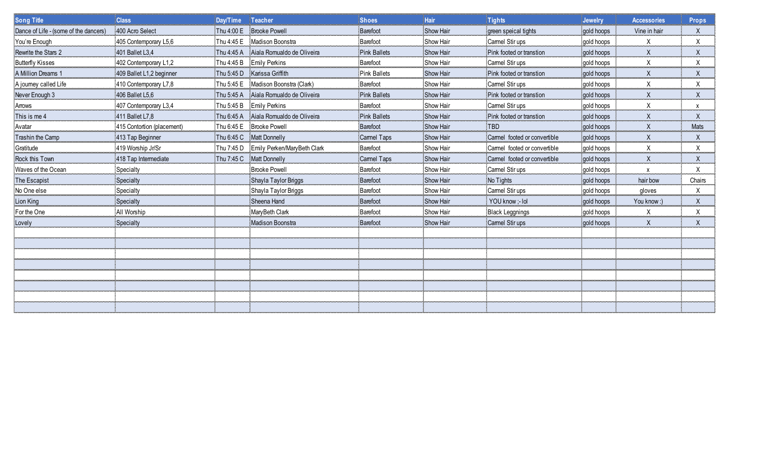| Song Title | Class | Day/Time | Teacher | Shoes | Hair | Tights | Jewelry | Accessories | Props |
|---|---|---|---|---|---|---|---|---|---|
| Dance of Life - (some of the dancers) | 400 Acro Select | Thu 4:00 E | Brooke Powell | Barefoot | Show Hair | green speical tights | gold hoops | Vine in hair | X |
| You're Enough | 405 Contemporary L5,6 | Thu 4:45 E | Madison Boonstra | Barefoot | Show Hair | Carmel Stir ups | gold hoops | X | X |
| Rewrite the Stars 2 | 401 Ballet L3,4 | Thu 4:45 A | Aiala Romualdo de Oliveira | Pink Ballets | Show Hair | Pink footed or transtion | gold hoops | X | X |
| Butterfly Kisses | 402 Contemporary L1,2 | Thu 4:45 B | Emily Perkins | Barefoot | Show Hair | Carmel Stir ups | gold hoops | X | X |
| A Million Dreams 1 | 409 Ballet L1,2 beginner | Thu 5:45 D | Karissa Griffith | Pink Ballets | Show Hair | Pink footed or transtion | gold hoops | X | X |
| A journey called Life | 410 Contemporary L7,8 | Thu 5:45 E | Madison Boonstra (Clark) | Barefoot | Show Hair | Carmel Stir ups | gold hoops | X | X |
| Never Enough 3 | 406 Ballet L5,6 | Thu 5:45 A | Aiala Romualdo de Oliveira | Pink Ballets | Show Hair | Pink footed or transtion | gold hoops | X | X |
| Arrows | 407 Contemporary L3,4 | Thu 5:45 B | Emily Perkins | Barefoot | Show Hair | Carmel Stir ups | gold hoops | X | x |
| This is me 4 | 411 Ballet L7,8 | Thu 6:45 A | Aiala Romualdo de Oliveira | Pink Ballets | Show Hair | Pink footed or transtion | gold hoops | X | X |
| Avatar | 415 Contortion (placement) | Thu 6:45 E | Brooke Powell | Barefoot | Show Hair | TBD | gold hoops | X | Mats |
| Trashin the Camp | 413 Tap Beginner | Thu 6:45 C | Matt Donnelly | Carmel Taps | Show Hair | Carmel footed or convertible | gold hoops | X | X |
| Gratitude | 419 Worship Jr/Sr | Thu 7:45 D | Emily Perken/MaryBeth Clark | Barefoot | Show Hair | Carmel footed or convertible | gold hoops | X | X |
| Rock this Town | 418 Tap Intermediate | Thu 7:45 C | Matt Donnelly | Carmel Taps | Show Hair | Carmel footed or convertible | gold hoops | X | X |
| Waves of the Ocean | Specialty | | Brooke Powell | Barefoot | Show Hair | Carmel Stir ups | gold hoops | x | X |
| The Escapist | Specialty | | Shayla Taylor Briggs | Barefoot | Show Hair | No Tights | gold hoops | hair bow | Chairs |
| No One else | Specialty | | Shayla Taylor Briggs | Barefoot | Show Hair | Carmel Stir ups | gold hoops | gloves | X |
| Lion King | Specialty | | Sheena Hand | Barefoot | Show Hair | YOU know ;- lol | gold hoops | You know :) | X |
| For the One | All Worship | | MaryBeth Clark | Barefoot | Show Hair | Black Leggnings | gold hoops | X | X |
| Lovely | Specialty | | Madison Boonstra | Barefoot | Show Hair | Carmel Stir ups | gold hoops | X | X |